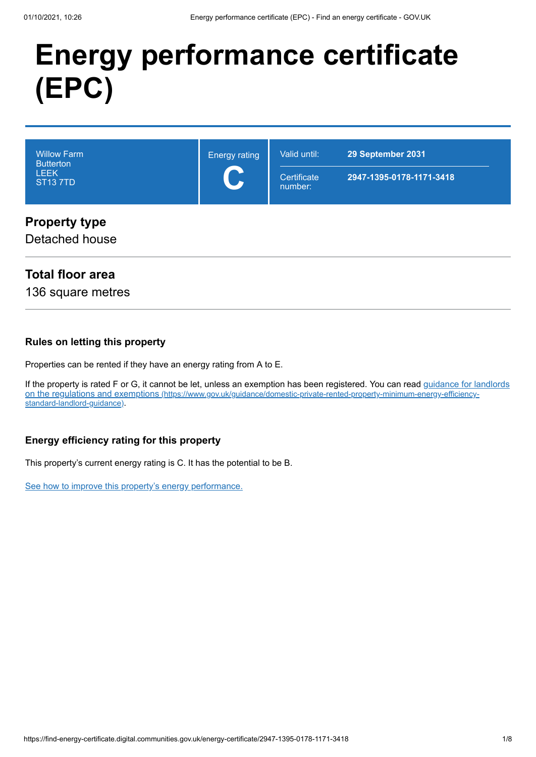# Energy performance certificate (EPC)

| Willow Farm<br>Butterton<br>LEEK<br>ST13 7TD | Energy rating<br>**C** | Valid until: | **29 September 2031** |
|---|---|---|---|
| | | Certificate number: | **2947-1395-0178-1171-3418** |

## Property type

Detached house

## Total floor area

136 square metres

### Rules on letting this property

Properties can be rented if they have an energy rating from A to E.

If the property is rated F or G, it cannot be let, unless an exemption has been registered. You can read [guidance for landlords on the regulations and exemptions (https://www.gov.uk/guidance/domestic-private-rented-property-minimum-energy-efficiency-standard-landlord-guidance)](https://www.gov.uk/guidance/domestic-private-rented-property-minimum-energy-efficiency-standard-landlord-guidance).

### Energy efficiency rating for this property

This property's current energy rating is C. It has the potential to be B.

See how to improve this property's energy performance.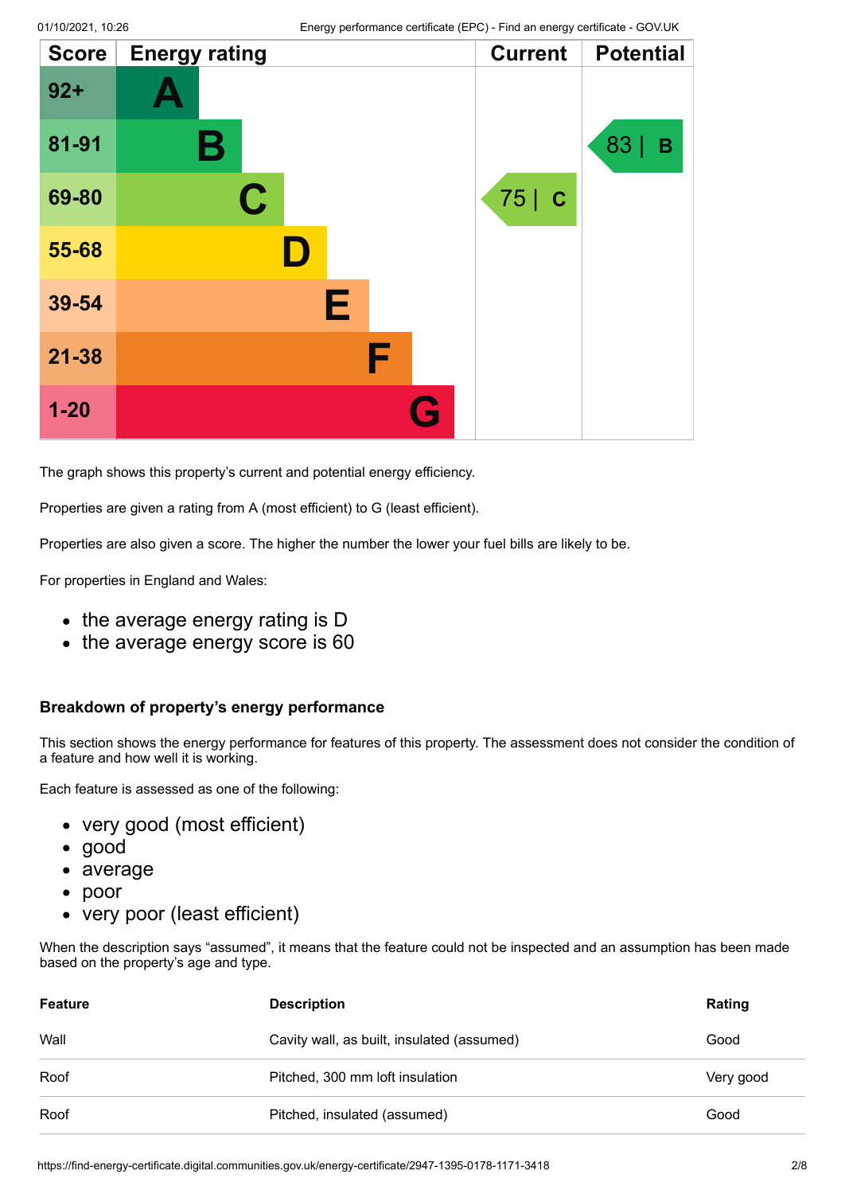| Score | Energy rating | Current | Potential |
|---|---|---|---|
| 92+ | A | | |
| 81-91 | B | | 83 \| B |
| 69-80 | C | 75 \| C | |
| 55-68 | D | | |
| 39-54 | E | | |
| 21-38 | F | | |
| 1-20 | G | | |

The graph shows this property's current and potential energy efficiency.

Properties are given a rating from A (most efficient) to G (least efficient).

Properties are also given a score. The higher the number the lower your fuel bills are likely to be.

For properties in England and Wales:

- the average energy rating is D
- the average energy score is 60

### Breakdown of property's energy performance

This section shows the energy performance for features of this property. The assessment does not consider the condition of a feature and how well it is working.

Each feature is assessed as one of the following:

- very good (most efficient)
- good
- average
- poor
- very poor (least efficient)

When the description says "assumed", it means that the feature could not be inspected and an assumption has been made based on the property's age and type.

| Feature | Description | Rating |
|---|---|---|
| Wall | Cavity wall, as built, insulated (assumed) | Good |
| Roof | Pitched, 300 mm loft insulation | Very good |
| Roof | Pitched, insulated (assumed) | Good |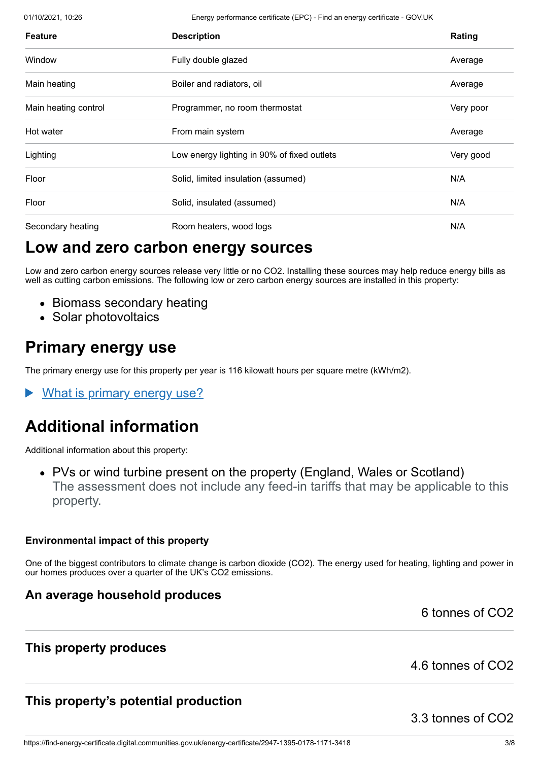| Feature | Description | Rating |
| --- | --- | --- |
| Window | Fully double glazed | Average |
| Main heating | Boiler and radiators, oil | Average |
| Main heating control | Programmer, no room thermostat | Very poor |
| Hot water | From main system | Average |
| Lighting | Low energy lighting in 90% of fixed outlets | Very good |
| Floor | Solid, limited insulation (assumed) | N/A |
| Floor | Solid, insulated (assumed) | N/A |
| Secondary heating | Room heaters, wood logs | N/A |

## Low and zero carbon energy sources

Low and zero carbon energy sources release very little or no $CO_2$. Installing these sources may help reduce energy bills as well as cutting carbon emissions. The following low or zero carbon energy sources are installed in this property:

- Biomass secondary heating
- Solar photovoltaics

## Primary energy use

The primary energy use for this property per year is 116 kilowatt hours per square metre (kWh/m2).

▶ What is primary energy use?

## Additional information

Additional information about this property:

- PVs or wind turbine present on the property (England, Wales or Scotland)
  The assessment does not include any feed-in tariffs that may be applicable to this property.

#### Environmental impact of this property

One of the biggest contributors to climate change is carbon dioxide ($CO_2$). The energy used for heating, lighting and power in our homes produces over a quarter of the UK's $CO_2$ emissions.

### An average household produces

6 tonnes of $CO_2$

### This property produces

4.6 tonnes of $CO_2$

### This property's potential production

3.3 tonnes of $CO_2$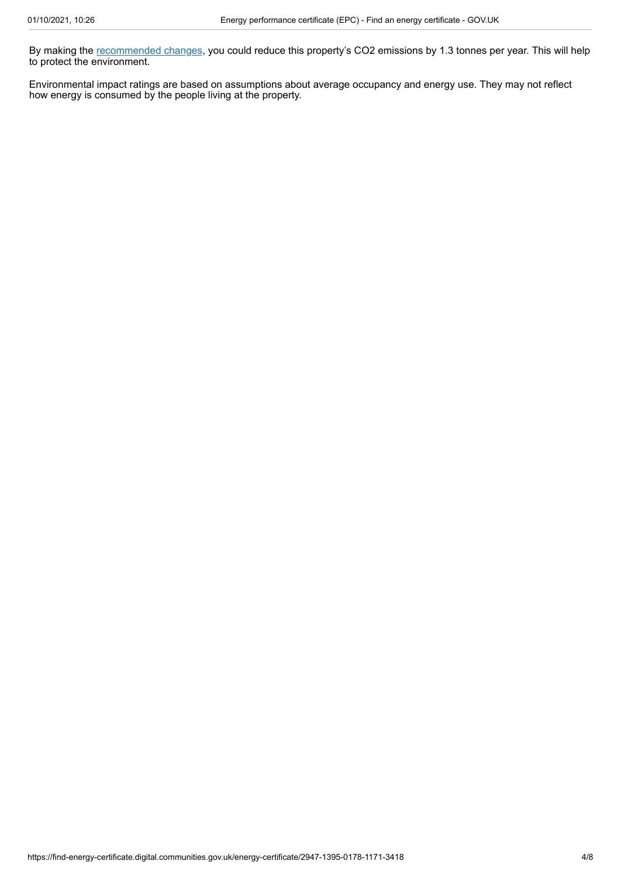By making the recommended changes, you could reduce this property's $CO_2$ emissions by 1.3 tonnes per year. This will help to protect the environment.

Environmental impact ratings are based on assumptions about average occupancy and energy use. They may not reflect how energy is consumed by the people living at the property.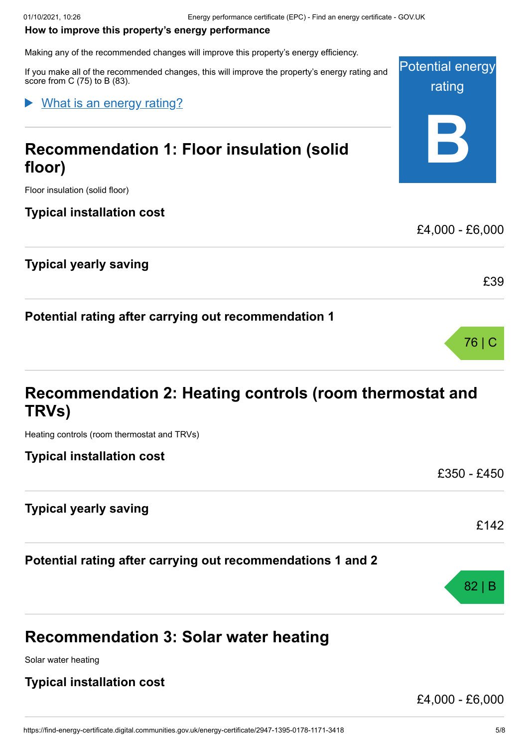**How to improve this property's energy performance**

Making any of the recommended changes will improve this property's energy efficiency.

If you make all of the recommended changes, this will improve the property's energy rating and score from C (75) to B (83).

Potential energy rating

**B**

▶ What is an energy rating?

## Recommendation 1: Floor insulation (solid floor)

Floor insulation (solid floor)

**Typical installation cost**

£4,000 - £6,000

**Typical yearly saving**

£39

**Potential rating after carrying out recommendation 1**

76 | C

## Recommendation 2: Heating controls (room thermostat and TRVs)

Heating controls (room thermostat and TRVs)

**Typical installation cost**

£350 - £450

**Typical yearly saving**

£142

**Potential rating after carrying out recommendations 1 and 2**

82 | B

## Recommendation 3: Solar water heating

Solar water heating

**Typical installation cost**

£4,000 - £6,000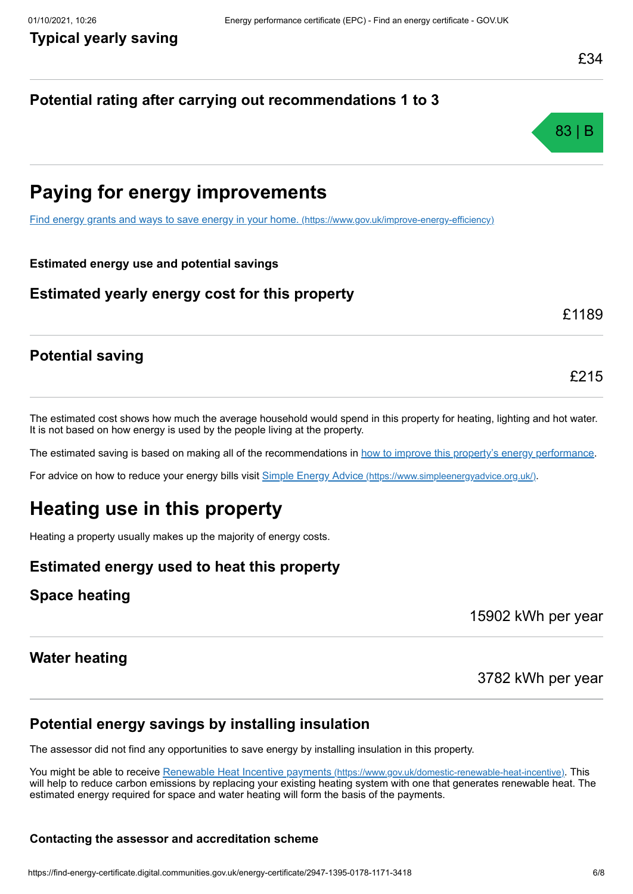**Typical yearly saving**

£34

**Potential rating after carrying out recommendations 1 to 3**

83 | B

# Paying for energy improvements

[Find energy grants and ways to save energy in your home. (https://www.gov.uk/improve-energy-efficiency)](https://www.gov.uk/improve-energy-efficiency)

**Estimated energy use and potential savings**

## Estimated yearly energy cost for this property

£1189

## Potential saving

£215

The estimated cost shows how much the average household would spend in this property for heating, lighting and hot water. It is not based on how energy is used by the people living at the property.

The estimated saving is based on making all of the recommendations in how to improve this property's energy performance.

For advice on how to reduce your energy bills visit [Simple Energy Advice (https://www.simpleenergyadvice.org.uk/)](https://www.simpleenergyadvice.org.uk/).

# Heating use in this property

Heating a property usually makes up the majority of energy costs.

## Estimated energy used to heat this property

## Space heating

15902 kWh per year

## Water heating

3782 kWh per year

## Potential energy savings by installing insulation

The assessor did not find any opportunities to save energy by installing insulation in this property.

You might be able to receive [Renewable Heat Incentive payments (https://www.gov.uk/domestic-renewable-heat-incentive)](https://www.gov.uk/domestic-renewable-heat-incentive). This will help to reduce carbon emissions by replacing your existing heating system with one that generates renewable heat. The estimated energy required for space and water heating will form the basis of the payments.

**Contacting the assessor and accreditation scheme**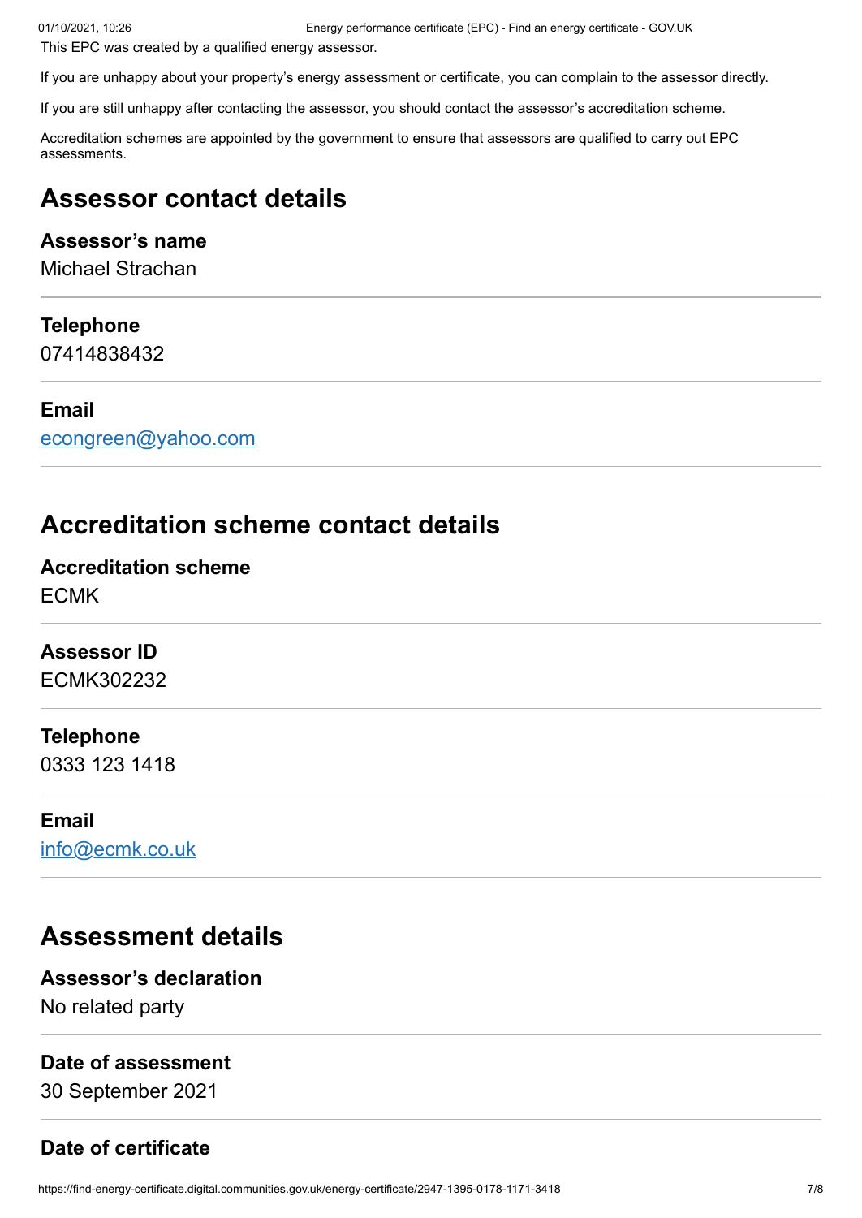This EPC was created by a qualified energy assessor.

If you are unhappy about your property's energy assessment or certificate, you can complain to the assessor directly.

If you are still unhappy after contacting the assessor, you should contact the assessor's accreditation scheme.

Accreditation schemes are appointed by the government to ensure that assessors are qualified to carry out EPC assessments.

## Assessor contact details

**Assessor's name**
Michael Strachan

**Telephone**
07414838432

**Email**
econgreen@yahoo.com

## Accreditation scheme contact details

**Accreditation scheme**
ECMK

**Assessor ID**
ECMK302232

**Telephone**
0333 123 1418

**Email**
info@ecmk.co.uk

## Assessment details

**Assessor's declaration**
No related party

**Date of assessment**
30 September 2021

**Date of certificate**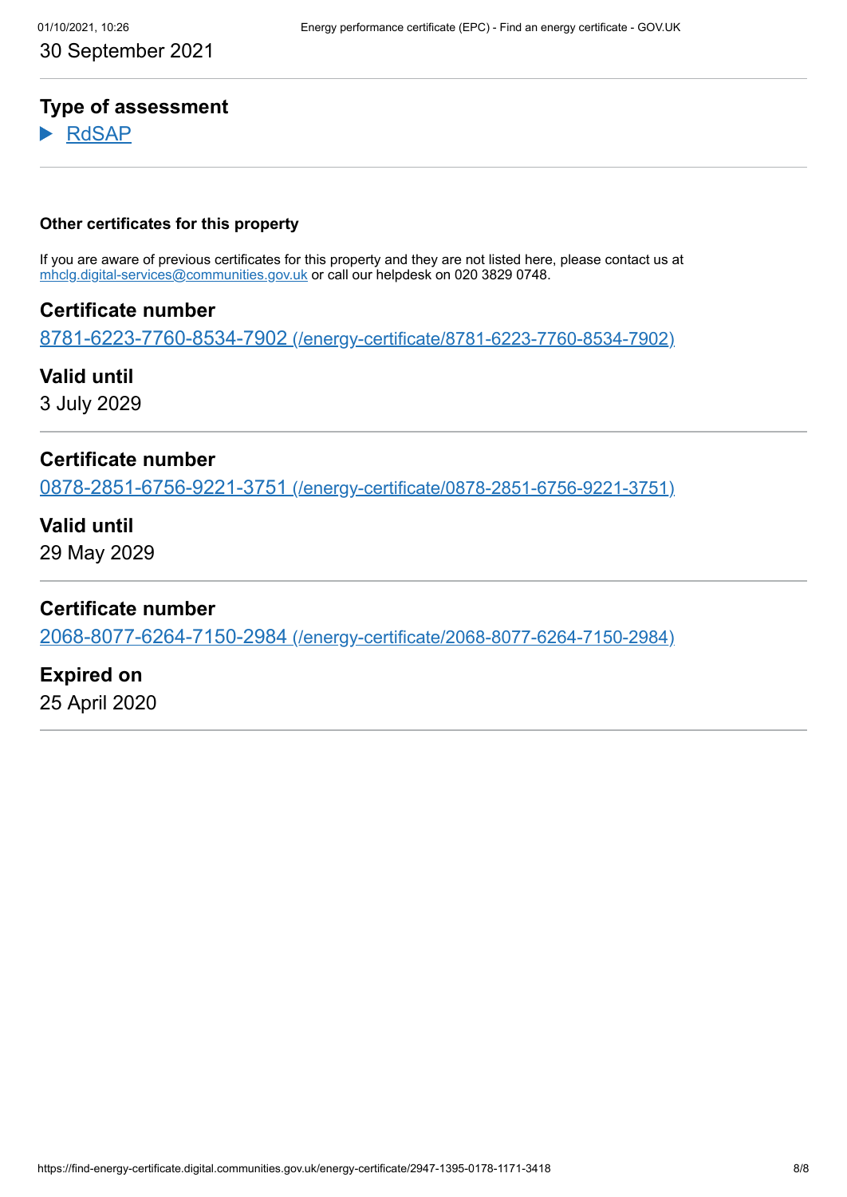30 September 2021

## Type of assessment

▶ RdSAP

### Other certificates for this property

If you are aware of previous certificates for this property and they are not listed here, please contact us at mhclg.digital-services@communities.gov.uk or call our helpdesk on 020 3829 0748.

## Certificate number

8781-6223-7760-8534-7902 (/energy-certificate/8781-6223-7760-8534-7902)

## Valid until

3 July 2029

## Certificate number

0878-2851-6756-9221-3751 (/energy-certificate/0878-2851-6756-9221-3751)

## Valid until

29 May 2029

## Certificate number

2068-8077-6264-7150-2984 (/energy-certificate/2068-8077-6264-7150-2984)

## Expired on

25 April 2020